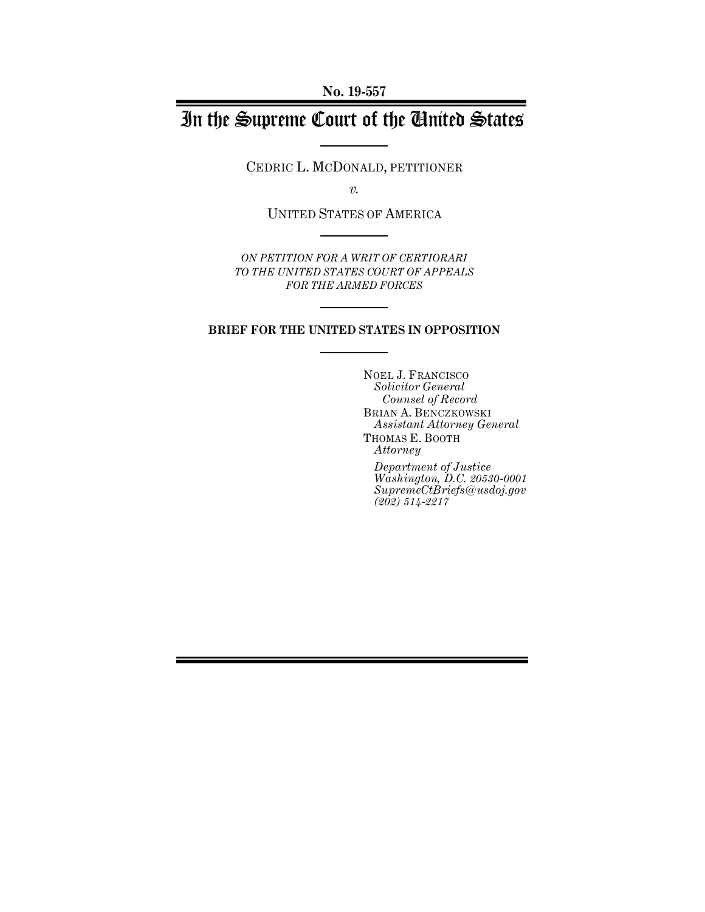**No. 19-557**

# In the Supreme Court of the United States

CEDRIC L. MCDONALD, PETITIONER

*v.*

UNITED STATES OF AMERICA

*ON PETITION FOR A WRIT OF CERTIORARI TO THE UNITED STATES COURT OF APPEALS FOR THE ARMED FORCES*

**BRIEF FOR THE UNITED STATES IN OPPOSITION**

NOEL J. FRANCISCO
*Solicitor General*
*Counsel of Record*
BRIAN A. BENCZKOWSKI
*Assistant Attorney General*
THOMAS E. BOOTH
*Attorney*

*Department of Justice*
*Washington, D.C. 20530-0001*
*SupremeCtBriefs@usdoj.gov*
*(202) 514-2217*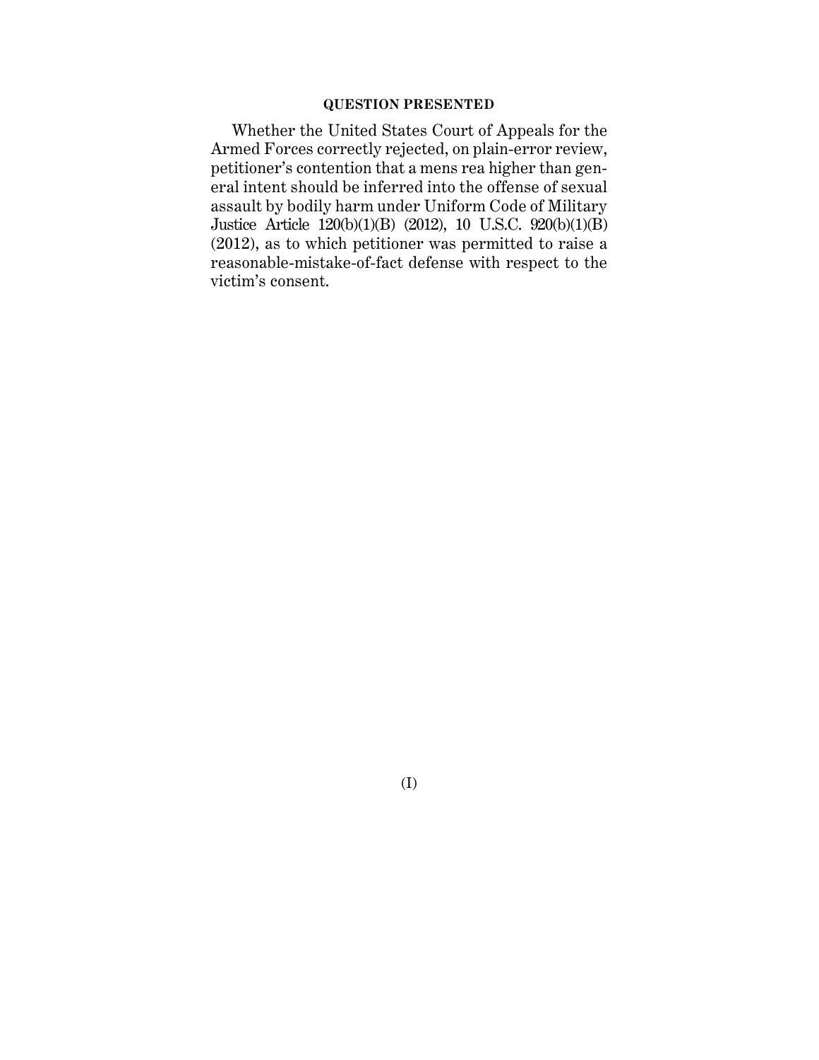## QUESTION PRESENTED

Whether the United States Court of Appeals for the Armed Forces correctly rejected, on plain-error review, petitioner's contention that a mens rea higher than general intent should be inferred into the offense of sexual assault by bodily harm under Uniform Code of Military Justice Article 120(b)(1)(B) (2012), 10 U.S.C. 920(b)(1)(B) (2012), as to which petitioner was permitted to raise a reasonable-mistake-of-fact defense with respect to the victim's consent.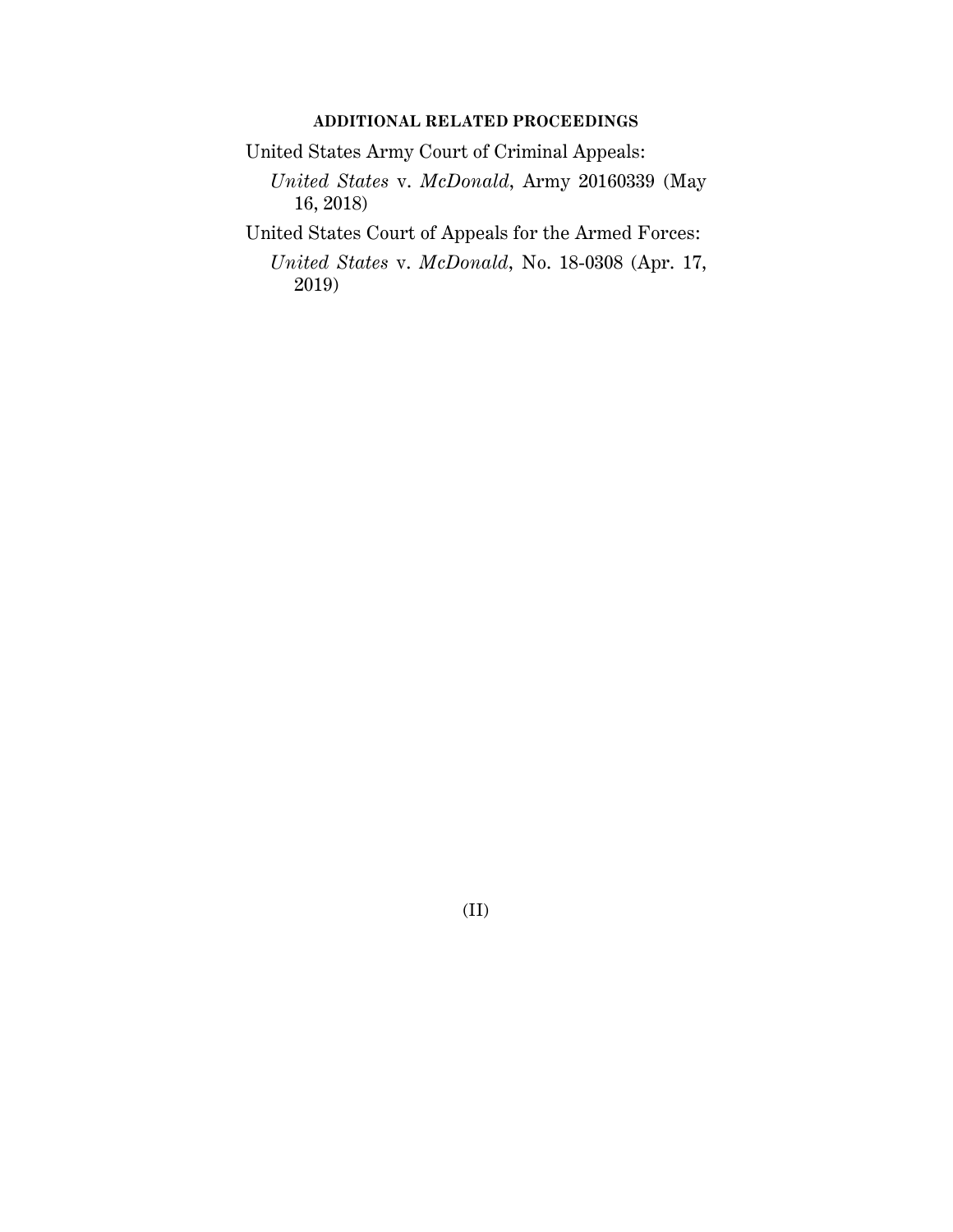## ADDITIONAL RELATED PROCEEDINGS

United States Army Court of Criminal Appeals:

*United States* v. *McDonald*, Army 20160339 (May 16, 2018)

United States Court of Appeals for the Armed Forces:

*United States* v. *McDonald*, No. 18-0308 (Apr. 17, 2019)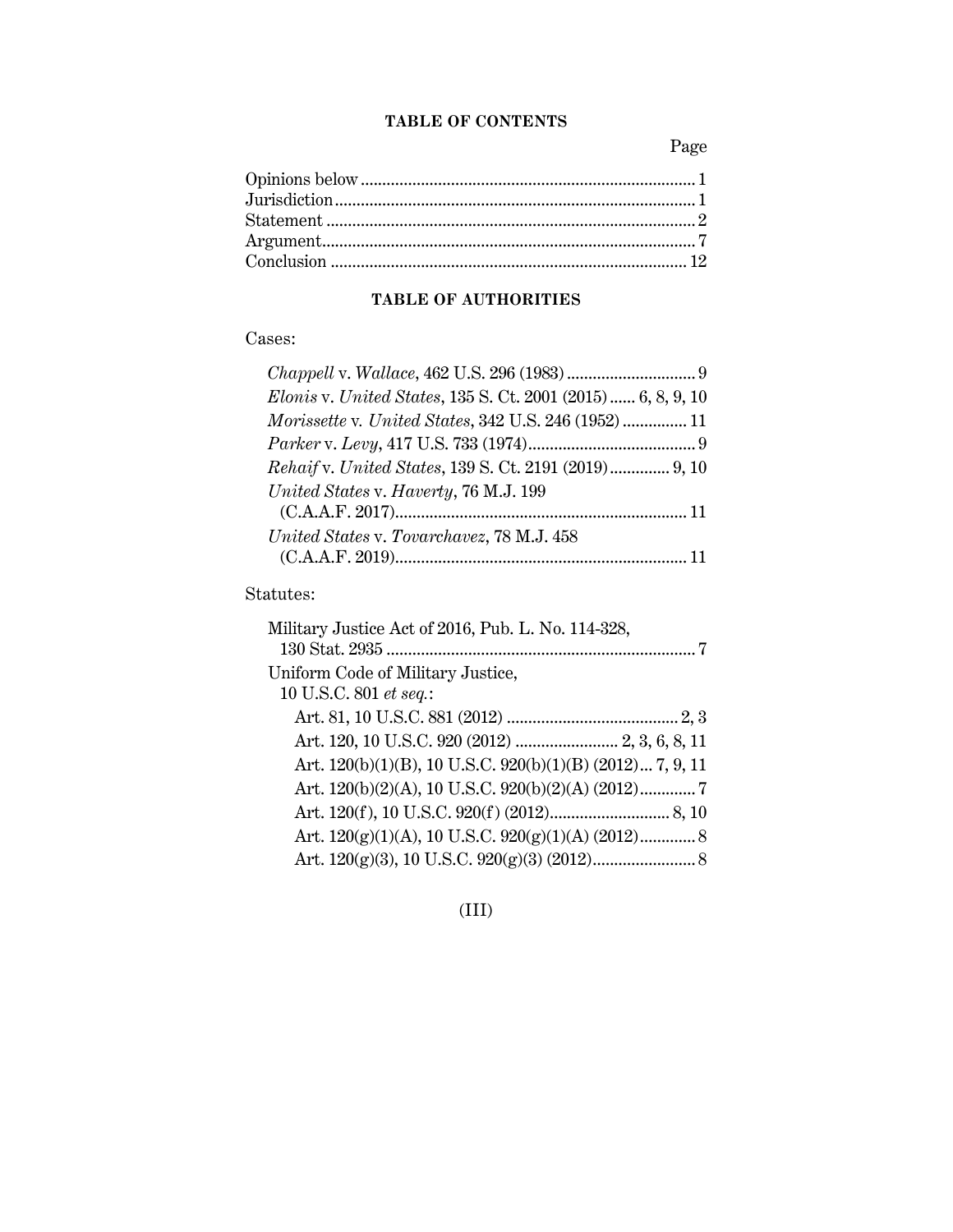## TABLE OF CONTENTS

| | Page |
|---|---|
| Opinions below | 1 |
| Jurisdiction | 1 |
| Statement | 2 |
| Argument | 7 |
| Conclusion | 12 |

## TABLE OF AUTHORITIES

Cases:

| | |
|---|---|
| *Chappell* v. *Wallace*, 462 U.S. 296 (1983) | 9 |
| *Elonis* v. *United States*, 135 S. Ct. 2001 (2015) | 6, 8, 9, 10 |
| *Morissette* v. *United States*, 342 U.S. 246 (1952) | 11 |
| *Parker* v. *Levy*, 417 U.S. 733 (1974) | 9 |
| *Rehaif* v. *United States*, 139 S. Ct. 2191 (2019) | 9, 10 |
| *United States* v. *Haverty*, 76 M.J. 199 (C.A.A.F. 2017) | 11 |
| *United States* v. *Tovarchavez*, 78 M.J. 458 (C.A.A.F. 2019) | 11 |

Statutes:

| | |
|---|---|
| Military Justice Act of 2016, Pub. L. No. 114-328, 130 Stat. 2935 | 7 |
| Uniform Code of Military Justice, 10 U.S.C. 801 *et seq.*: | |
| Art. 81, 10 U.S.C. 881 (2012) | 2, 3 |
| Art. 120, 10 U.S.C. 920 (2012) | 2, 3, 6, 8, 11 |
| Art. 120(b)(1)(B), 10 U.S.C. 920(b)(1)(B) (2012) | 7, 9, 11 |
| Art. 120(b)(2)(A), 10 U.S.C. 920(b)(2)(A) (2012) | 7 |
| Art. 120(f), 10 U.S.C. 920(f) (2012) | 8, 10 |
| Art. 120(g)(1)(A), 10 U.S.C. 920(g)(1)(A) (2012) | 8 |
| Art. 120(g)(3), 10 U.S.C. 920(g)(3) (2012) | 8 |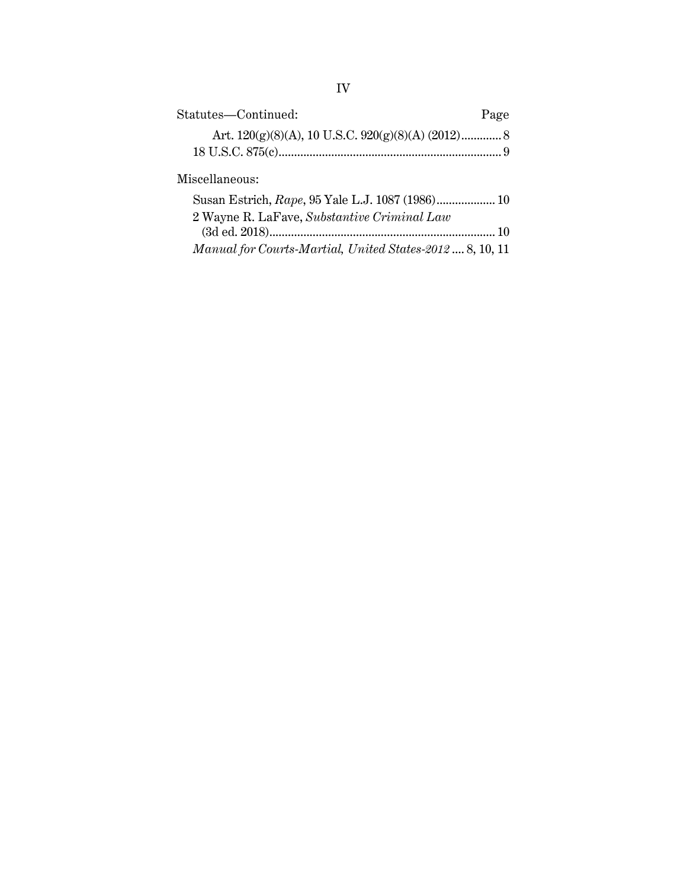Statutes—Continued: Page

Art. 120(g)(8)(A), 10 U.S.C. 920(g)(8)(A) (2012)............. 8

18 U.S.C. 875(c)........................................................................ 9

Miscellaneous:

Susan Estrich, *Rape*, 95 Yale L.J. 1087 (1986)................... 10

2 Wayne R. LaFave, *Substantive Criminal Law* (3d ed. 2018)......................................................................... 10

*Manual for Courts-Martial, United States-2012* .... 8, 10, 11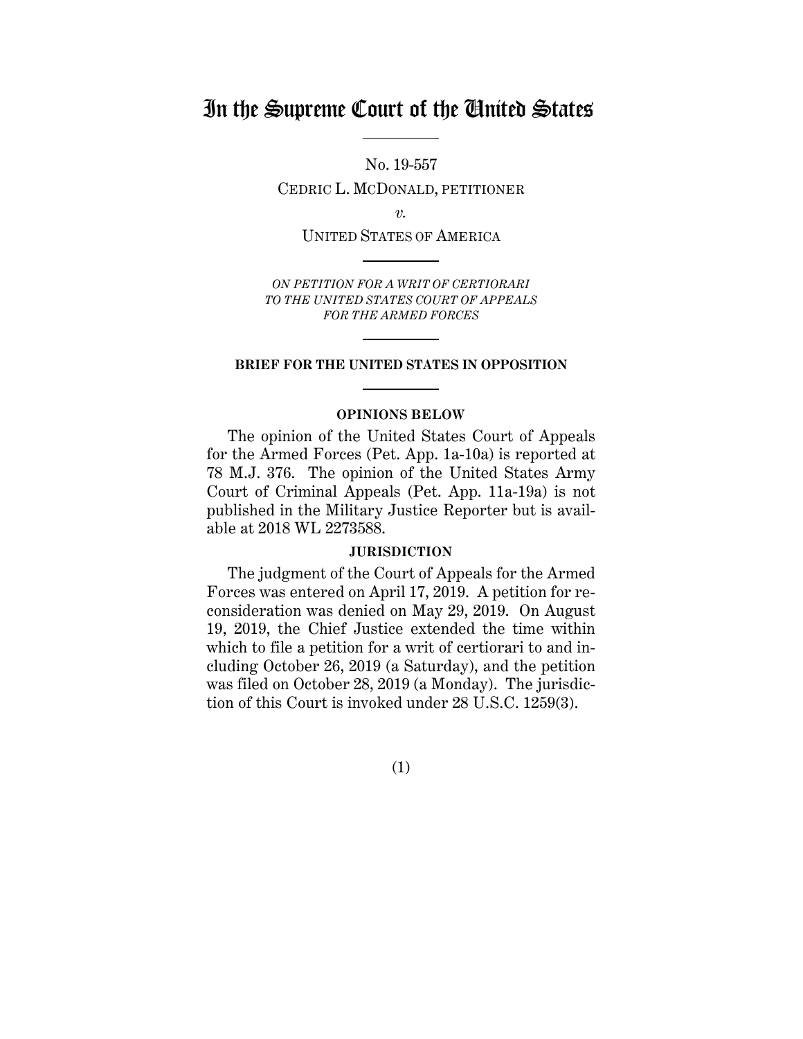# In the Supreme Court of the United States

No. 19-557

CEDRIC L. MCDONALD, PETITIONER

*v.*

UNITED STATES OF AMERICA

*ON PETITION FOR A WRIT OF CERTIORARI TO THE UNITED STATES COURT OF APPEALS FOR THE ARMED FORCES*

**BRIEF FOR THE UNITED STATES IN OPPOSITION**

**OPINIONS BELOW**

The opinion of the United States Court of Appeals for the Armed Forces (Pet. App. 1a-10a) is reported at 78 M.J. 376. The opinion of the United States Army Court of Criminal Appeals (Pet. App. 11a-19a) is not published in the Military Justice Reporter but is available at 2018 WL 2273588.

**JURISDICTION**

The judgment of the Court of Appeals for the Armed Forces was entered on April 17, 2019. A petition for reconsideration was denied on May 29, 2019. On August 19, 2019, the Chief Justice extended the time within which to file a petition for a writ of certiorari to and including October 26, 2019 (a Saturday), and the petition was filed on October 28, 2019 (a Monday). The jurisdiction of this Court is invoked under 28 U.S.C. 1259(3).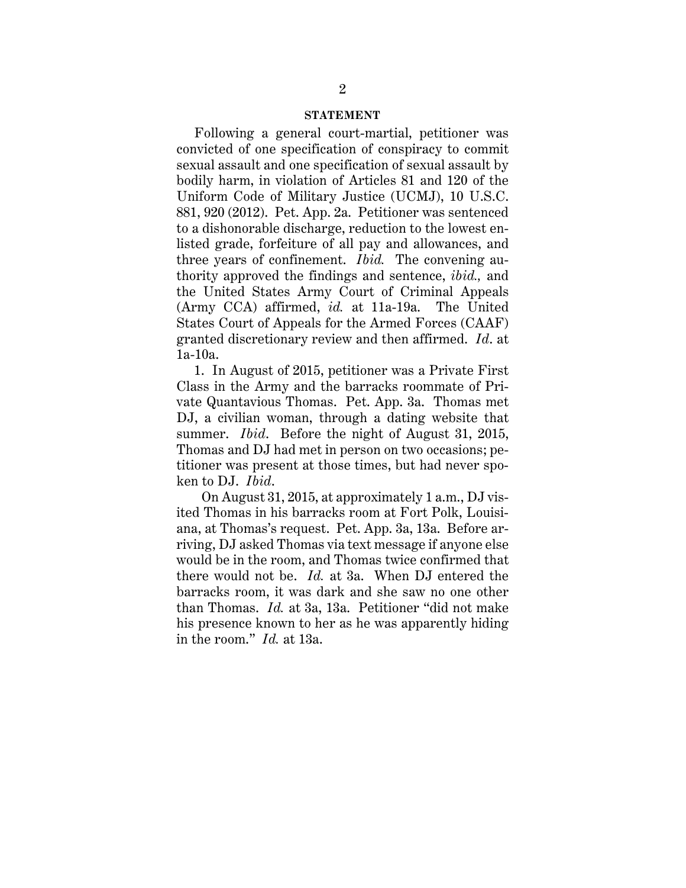## STATEMENT

Following a general court-martial, petitioner was convicted of one specification of conspiracy to commit sexual assault and one specification of sexual assault by bodily harm, in violation of Articles 81 and 120 of the Uniform Code of Military Justice (UCMJ), 10 U.S.C. 881, 920 (2012). Pet. App. 2a. Petitioner was sentenced to a dishonorable discharge, reduction to the lowest enlisted grade, forfeiture of all pay and allowances, and three years of confinement. *Ibid.* The convening authority approved the findings and sentence, *ibid.*, and the United States Army Court of Criminal Appeals (Army CCA) affirmed, *id.* at 11a-19a. The United States Court of Appeals for the Armed Forces (CAAF) granted discretionary review and then affirmed. *Id*. at 1a-10a.

1. In August of 2015, petitioner was a Private First Class in the Army and the barracks roommate of Private Quantavious Thomas. Pet. App. 3a. Thomas met DJ, a civilian woman, through a dating website that summer. *Ibid*. Before the night of August 31, 2015, Thomas and DJ had met in person on two occasions; petitioner was present at those times, but had never spoken to DJ. *Ibid*.

On August 31, 2015, at approximately 1 a.m., DJ visited Thomas in his barracks room at Fort Polk, Louisiana, at Thomas's request. Pet. App. 3a, 13a. Before arriving, DJ asked Thomas via text message if anyone else would be in the room, and Thomas twice confirmed that there would not be. *Id.* at 3a. When DJ entered the barracks room, it was dark and she saw no one other than Thomas. *Id.* at 3a, 13a. Petitioner "did not make his presence known to her as he was apparently hiding in the room." *Id.* at 13a.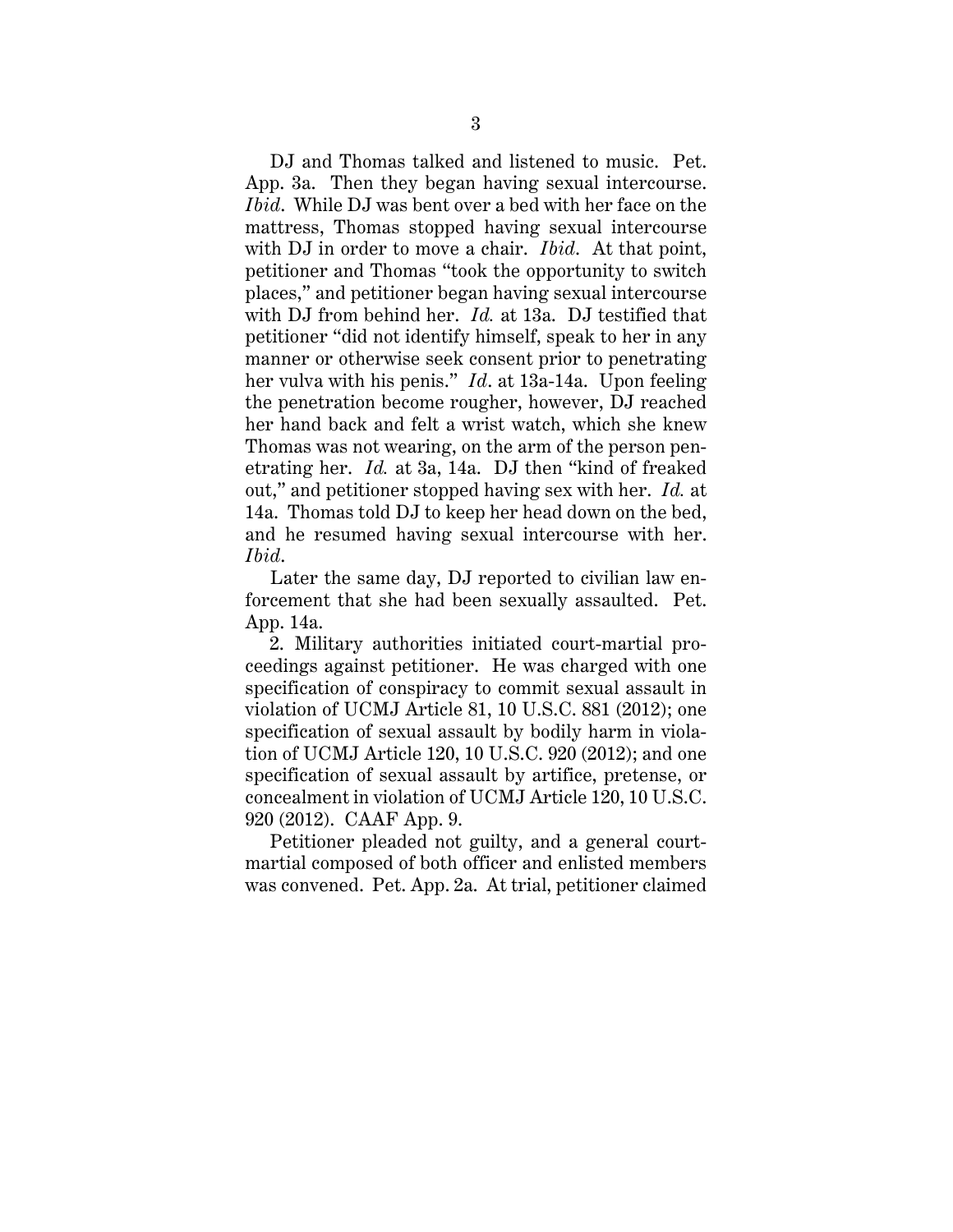DJ and Thomas talked and listened to music. Pet. App. 3a. Then they began having sexual intercourse. *Ibid.* While DJ was bent over a bed with her face on the mattress, Thomas stopped having sexual intercourse with DJ in order to move a chair. *Ibid.* At that point, petitioner and Thomas "took the opportunity to switch places," and petitioner began having sexual intercourse with DJ from behind her. *Id.* at 13a. DJ testified that petitioner "did not identify himself, speak to her in any manner or otherwise seek consent prior to penetrating her vulva with his penis." *Id*. at 13a-14a. Upon feeling the penetration become rougher, however, DJ reached her hand back and felt a wrist watch, which she knew Thomas was not wearing, on the arm of the person penetrating her. *Id.* at 3a, 14a. DJ then "kind of freaked out," and petitioner stopped having sex with her. *Id.* at 14a. Thomas told DJ to keep her head down on the bed, and he resumed having sexual intercourse with her. *Ibid.*

Later the same day, DJ reported to civilian law enforcement that she had been sexually assaulted. Pet. App. 14a.

2. Military authorities initiated court-martial proceedings against petitioner. He was charged with one specification of conspiracy to commit sexual assault in violation of UCMJ Article 81, 10 U.S.C. 881 (2012); one specification of sexual assault by bodily harm in violation of UCMJ Article 120, 10 U.S.C. 920 (2012); and one specification of sexual assault by artifice, pretense, or concealment in violation of UCMJ Article 120, 10 U.S.C. 920 (2012). CAAF App. 9.

Petitioner pleaded not guilty, and a general court-martial composed of both officer and enlisted members was convened. Pet. App. 2a. At trial, petitioner claimed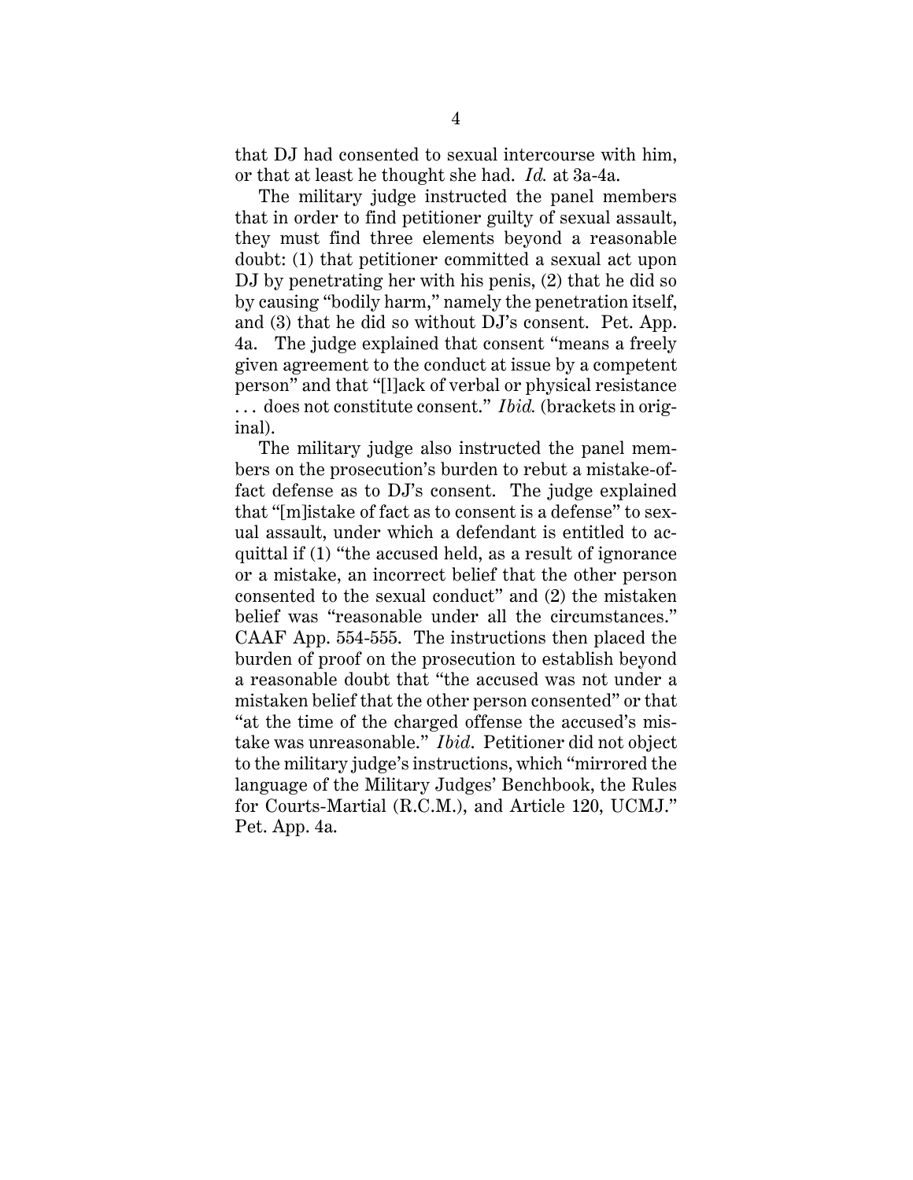that DJ had consented to sexual intercourse with him, or that at least he thought she had. *Id.* at 3a-4a.

The military judge instructed the panel members that in order to find petitioner guilty of sexual assault, they must find three elements beyond a reasonable doubt: (1) that petitioner committed a sexual act upon DJ by penetrating her with his penis, (2) that he did so by causing "bodily harm," namely the penetration itself, and (3) that he did so without DJ's consent. Pet. App. 4a. The judge explained that consent "means a freely given agreement to the conduct at issue by a competent person" and that "[l]ack of verbal or physical resistance . . . does not constitute consent." *Ibid.* (brackets in original).

The military judge also instructed the panel members on the prosecution's burden to rebut a mistake-of-fact defense as to DJ's consent. The judge explained that "[m]istake of fact as to consent is a defense" to sexual assault, under which a defendant is entitled to acquittal if (1) "the accused held, as a result of ignorance or a mistake, an incorrect belief that the other person consented to the sexual conduct" and (2) the mistaken belief was "reasonable under all the circumstances." CAAF App. 554-555. The instructions then placed the burden of proof on the prosecution to establish beyond a reasonable doubt that "the accused was not under a mistaken belief that the other person consented" or that "at the time of the charged offense the accused's mistake was unreasonable." *Ibid.* Petitioner did not object to the military judge's instructions, which "mirrored the language of the Military Judges' Benchbook, the Rules for Courts-Martial (R.C.M.), and Article 120, UCMJ." Pet. App. 4a.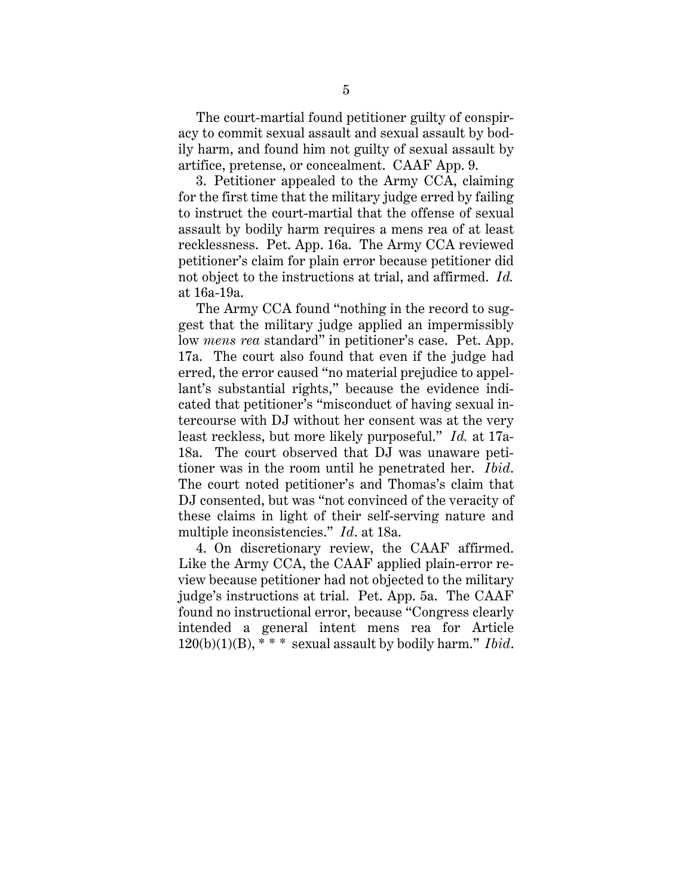The court-martial found petitioner guilty of conspiracy to commit sexual assault and sexual assault by bodily harm, and found him not guilty of sexual assault by artifice, pretense, or concealment. CAAF App. 9.

3. Petitioner appealed to the Army CCA, claiming for the first time that the military judge erred by failing to instruct the court-martial that the offense of sexual assault by bodily harm requires a mens rea of at least recklessness. Pet. App. 16a. The Army CCA reviewed petitioner's claim for plain error because petitioner did not object to the instructions at trial, and affirmed. *Id.* at 16a-19a.

The Army CCA found "nothing in the record to suggest that the military judge applied an impermissibly low *mens rea* standard" in petitioner's case. Pet. App. 17a. The court also found that even if the judge had erred, the error caused "no material prejudice to appellant's substantial rights," because the evidence indicated that petitioner's "misconduct of having sexual intercourse with DJ without her consent was at the very least reckless, but more likely purposeful." *Id.* at 17a-18a. The court observed that DJ was unaware petitioner was in the room until he penetrated her. *Ibid*. The court noted petitioner's and Thomas's claim that DJ consented, but was "not convinced of the veracity of these claims in light of their self-serving nature and multiple inconsistencies." *Id*. at 18a.

4. On discretionary review, the CAAF affirmed. Like the Army CCA, the CAAF applied plain-error review because petitioner had not objected to the military judge's instructions at trial. Pet. App. 5a. The CAAF found no instructional error, because "Congress clearly intended a general intent mens rea for Article 120(b)(1)(B), * * * sexual assault by bodily harm." *Ibid*.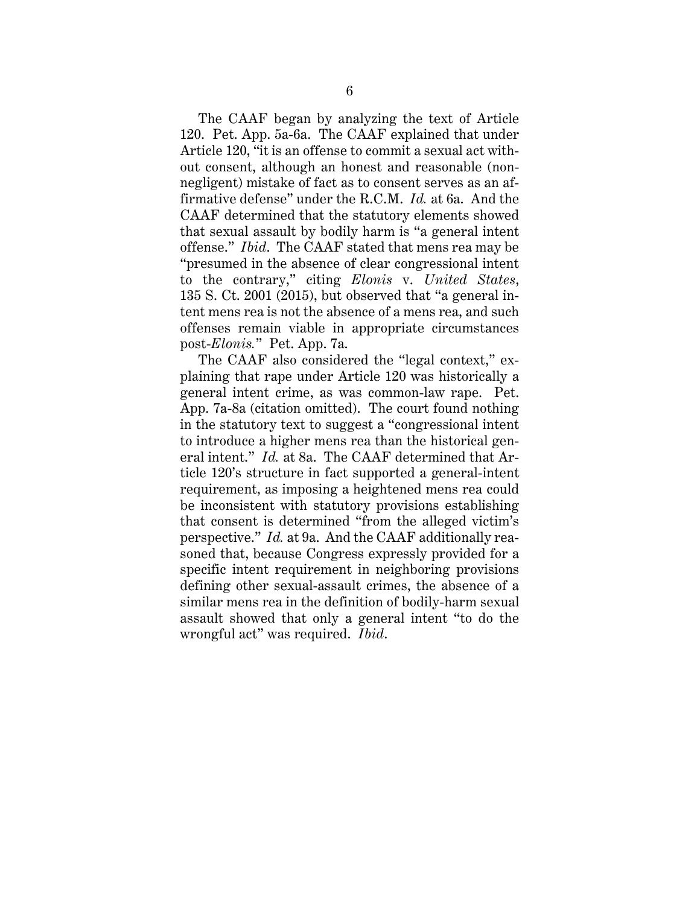The CAAF began by analyzing the text of Article 120. Pet. App. 5a-6a. The CAAF explained that under Article 120, "it is an offense to commit a sexual act without consent, although an honest and reasonable (non-negligent) mistake of fact as to consent serves as an affirmative defense" under the R.C.M. *Id.* at 6a. And the CAAF determined that the statutory elements showed that sexual assault by bodily harm is "a general intent offense." *Ibid*. The CAAF stated that mens rea may be "presumed in the absence of clear congressional intent to the contrary," citing *Elonis* v. *United States*, 135 S. Ct. 2001 (2015), but observed that "a general intent mens rea is not the absence of a mens rea, and such offenses remain viable in appropriate circumstances post-*Elonis.*" Pet. App. 7a.

The CAAF also considered the "legal context," explaining that rape under Article 120 was historically a general intent crime, as was common-law rape. Pet. App. 7a-8a (citation omitted). The court found nothing in the statutory text to suggest a "congressional intent to introduce a higher mens rea than the historical general intent." *Id.* at 8a. The CAAF determined that Article 120's structure in fact supported a general-intent requirement, as imposing a heightened mens rea could be inconsistent with statutory provisions establishing that consent is determined "from the alleged victim's perspective." *Id.* at 9a. And the CAAF additionally reasoned that, because Congress expressly provided for a specific intent requirement in neighboring provisions defining other sexual-assault crimes, the absence of a similar mens rea in the definition of bodily-harm sexual assault showed that only a general intent "to do the wrongful act" was required. *Ibid*.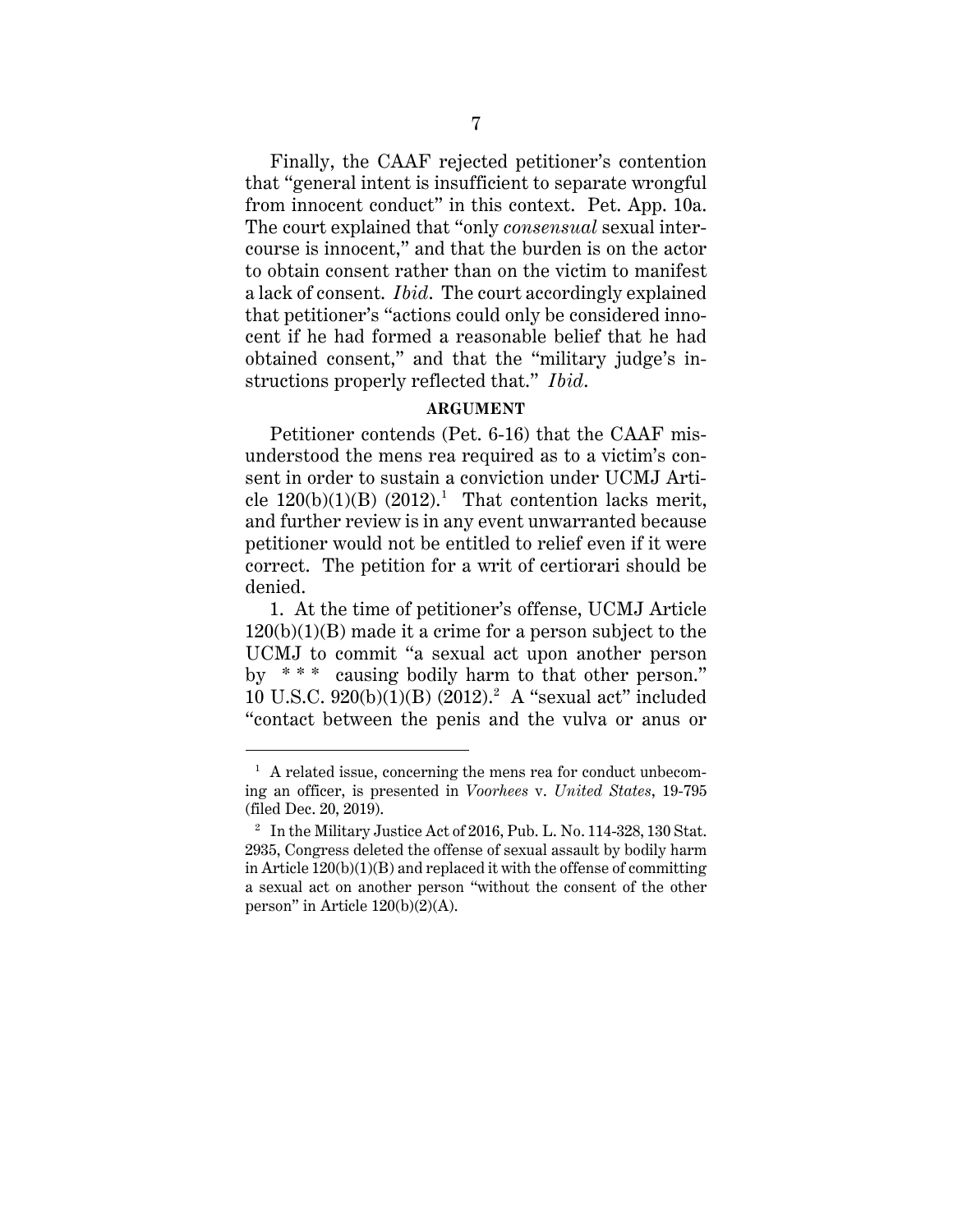Finally, the CAAF rejected petitioner's contention that "general intent is insufficient to separate wrongful from innocent conduct" in this context. Pet. App. 10a. The court explained that "only *consensual* sexual intercourse is innocent," and that the burden is on the actor to obtain consent rather than on the victim to manifest a lack of consent. *Ibid*. The court accordingly explained that petitioner's "actions could only be considered innocent if he had formed a reasonable belief that he had obtained consent," and that the "military judge's instructions properly reflected that." *Ibid*.

## ARGUMENT

Petitioner contends (Pet. 6-16) that the CAAF misunderstood the mens rea required as to a victim's consent in order to sustain a conviction under UCMJ Article 120(b)(1)(B) (2012).[1] That contention lacks merit, and further review is in any event unwarranted because petitioner would not be entitled to relief even if it were correct. The petition for a writ of certiorari should be denied.

1. At the time of petitioner's offense, UCMJ Article 120(b)(1)(B) made it a crime for a person subject to the UCMJ to commit "a sexual act upon another person by * * * causing bodily harm to that other person." 10 U.S.C. 920(b)(1)(B) (2012).[2] A "sexual act" included "contact between the penis and the vulva or anus or

---

[1] A related issue, concerning the mens rea for conduct unbecoming an officer, is presented in *Voorhees* v. *United States*, 19-795 (filed Dec. 20, 2019).

[2] In the Military Justice Act of 2016, Pub. L. No. 114-328, 130 Stat. 2935, Congress deleted the offense of sexual assault by bodily harm in Article 120(b)(1)(B) and replaced it with the offense of committing a sexual act on another person "without the consent of the other person" in Article 120(b)(2)(A).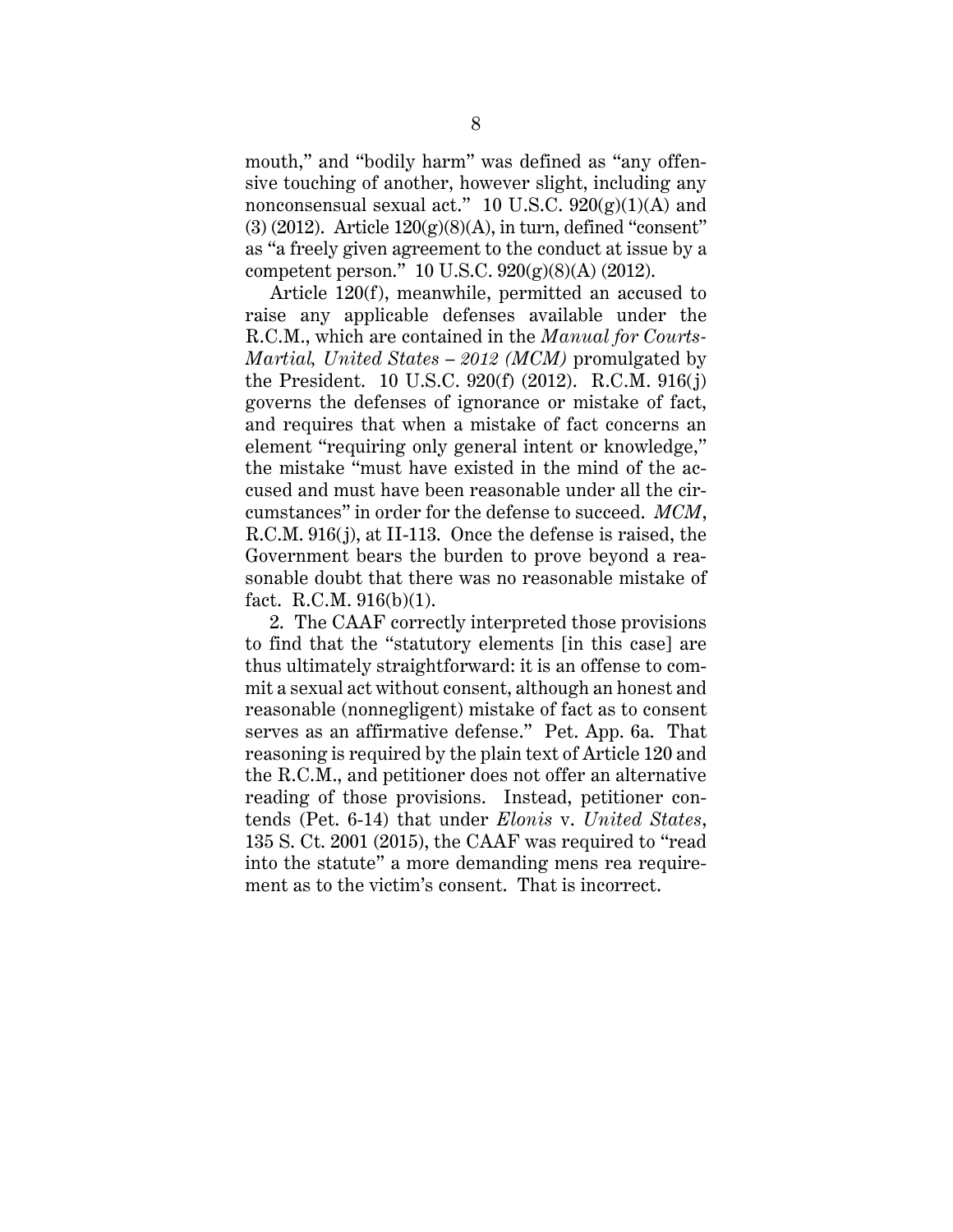mouth," and "bodily harm" was defined as "any offensive touching of another, however slight, including any nonconsensual sexual act." 10 U.S.C. 920(g)(1)(A) and (3) (2012). Article 120(g)(8)(A), in turn, defined "consent" as "a freely given agreement to the conduct at issue by a competent person." 10 U.S.C. 920(g)(8)(A) (2012).

Article 120(f), meanwhile, permitted an accused to raise any applicable defenses available under the R.C.M., which are contained in the *Manual for Courts-Martial, United States – 2012 (MCM)* promulgated by the President. 10 U.S.C. 920(f) (2012). R.C.M. 916(j) governs the defenses of ignorance or mistake of fact, and requires that when a mistake of fact concerns an element "requiring only general intent or knowledge," the mistake "must have existed in the mind of the accused and must have been reasonable under all the circumstances" in order for the defense to succeed. *MCM*, R.C.M. 916(j), at II-113. Once the defense is raised, the Government bears the burden to prove beyond a reasonable doubt that there was no reasonable mistake of fact. R.C.M. 916(b)(1).

2. The CAAF correctly interpreted those provisions to find that the "statutory elements [in this case] are thus ultimately straightforward: it is an offense to commit a sexual act without consent, although an honest and reasonable (nonnegligent) mistake of fact as to consent serves as an affirmative defense." Pet. App. 6a. That reasoning is required by the plain text of Article 120 and the R.C.M., and petitioner does not offer an alternative reading of those provisions. Instead, petitioner contends (Pet. 6-14) that under *Elonis* v. *United States*, 135 S. Ct. 2001 (2015), the CAAF was required to "read into the statute" a more demanding mens rea requirement as to the victim's consent. That is incorrect.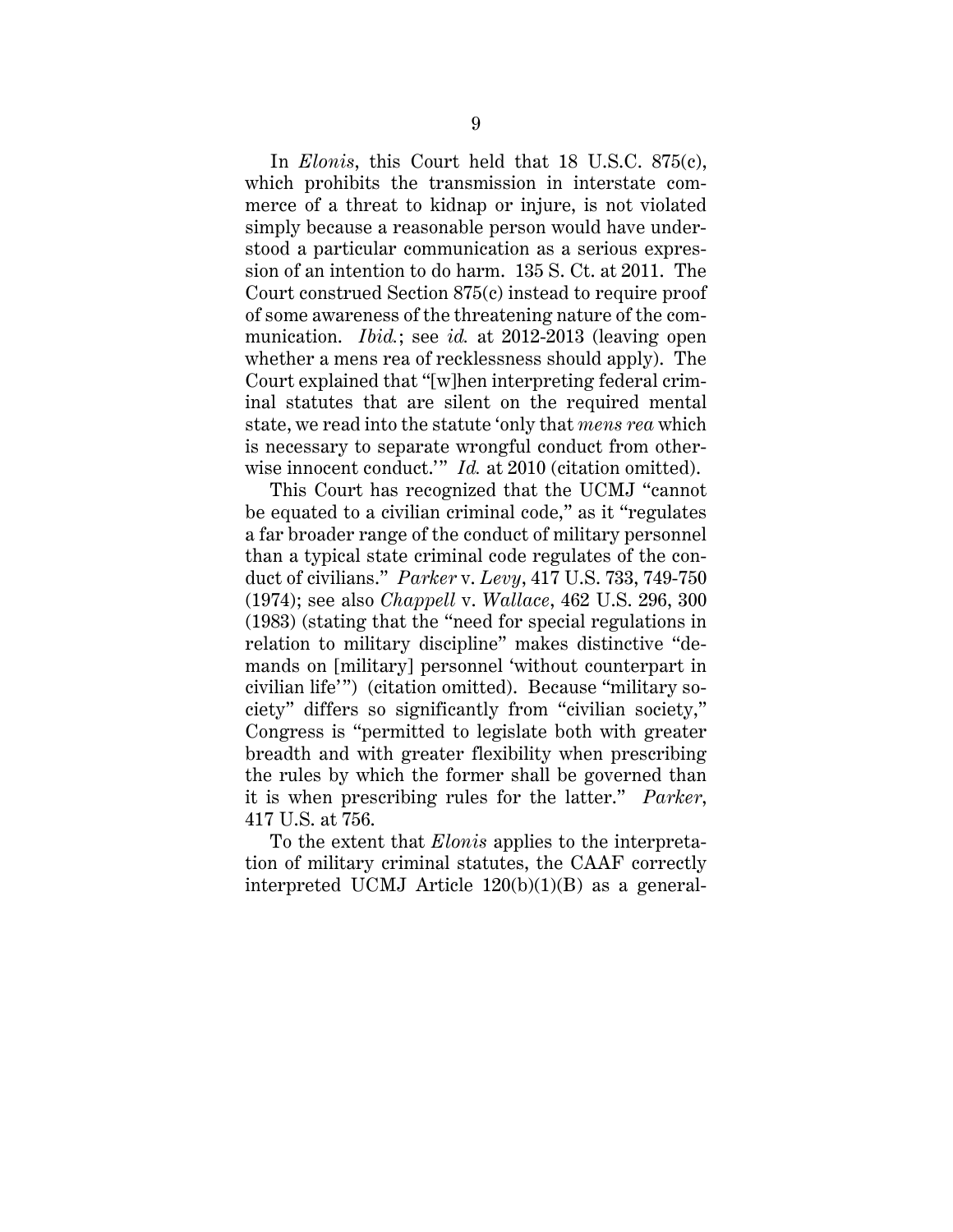In *Elonis*, this Court held that 18 U.S.C. 875(c), which prohibits the transmission in interstate commerce of a threat to kidnap or injure, is not violated simply because a reasonable person would have understood a particular communication as a serious expression of an intention to do harm. 135 S. Ct. at 2011. The Court construed Section 875(c) instead to require proof of some awareness of the threatening nature of the communication. *Ibid.*; see *id.* at 2012-2013 (leaving open whether a mens rea of recklessness should apply). The Court explained that "[w]hen interpreting federal criminal statutes that are silent on the required mental state, we read into the statute 'only that *mens rea* which is necessary to separate wrongful conduct from otherwise innocent conduct.'" *Id.* at 2010 (citation omitted).

This Court has recognized that the UCMJ "cannot be equated to a civilian criminal code," as it "regulates a far broader range of the conduct of military personnel than a typical state criminal code regulates of the conduct of civilians." *Parker* v. *Levy*, 417 U.S. 733, 749-750 (1974); see also *Chappell* v. *Wallace*, 462 U.S. 296, 300 (1983) (stating that the "need for special regulations in relation to military discipline" makes distinctive "demands on [military] personnel 'without counterpart in civilian life'") (citation omitted). Because "military society" differs so significantly from "civilian society," Congress is "permitted to legislate both with greater breadth and with greater flexibility when prescribing the rules by which the former shall be governed than it is when prescribing rules for the latter." *Parker*, 417 U.S. at 756.

To the extent that *Elonis* applies to the interpretation of military criminal statutes, the CAAF correctly interpreted UCMJ Article 120(b)(1)(B) as a general-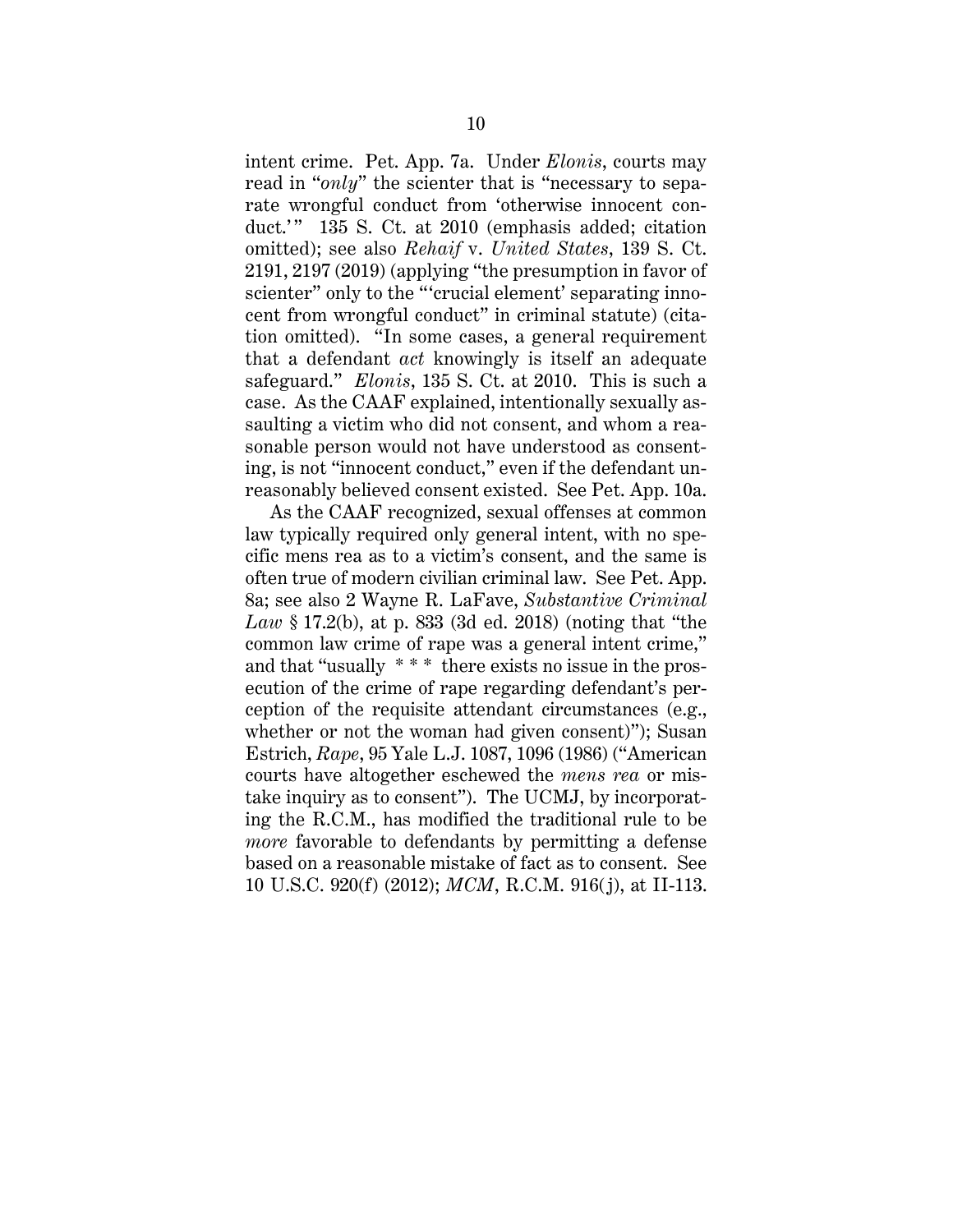intent crime. Pet. App. 7a. Under *Elonis*, courts may read in "*only*" the scienter that is "necessary to separate wrongful conduct from 'otherwise innocent conduct.'" 135 S. Ct. at 2010 (emphasis added; citation omitted); see also *Rehaif* v. *United States*, 139 S. Ct. 2191, 2197 (2019) (applying "the presumption in favor of scienter" only to the "'crucial element' separating innocent from wrongful conduct" in criminal statute) (citation omitted). "In some cases, a general requirement that a defendant *act* knowingly is itself an adequate safeguard." *Elonis*, 135 S. Ct. at 2010. This is such a case. As the CAAF explained, intentionally sexually assaulting a victim who did not consent, and whom a reasonable person would not have understood as consenting, is not "innocent conduct," even if the defendant unreasonably believed consent existed. See Pet. App. 10a.

As the CAAF recognized, sexual offenses at common law typically required only general intent, with no specific mens rea as to a victim's consent, and the same is often true of modern civilian criminal law. See Pet. App. 8a; see also 2 Wayne R. LaFave, *Substantive Criminal Law* § 17.2(b), at p. 833 (3d ed. 2018) (noting that "the common law crime of rape was a general intent crime," and that "usually * * * there exists no issue in the prosecution of the crime of rape regarding defendant's perception of the requisite attendant circumstances (e.g., whether or not the woman had given consent)"); Susan Estrich, *Rape*, 95 Yale L.J. 1087, 1096 (1986) ("American courts have altogether eschewed the *mens rea* or mistake inquiry as to consent"). The UCMJ, by incorporating the R.C.M., has modified the traditional rule to be *more* favorable to defendants by permitting a defense based on a reasonable mistake of fact as to consent. See 10 U.S.C. 920(f) (2012); *MCM*, R.C.M. 916(j), at II-113.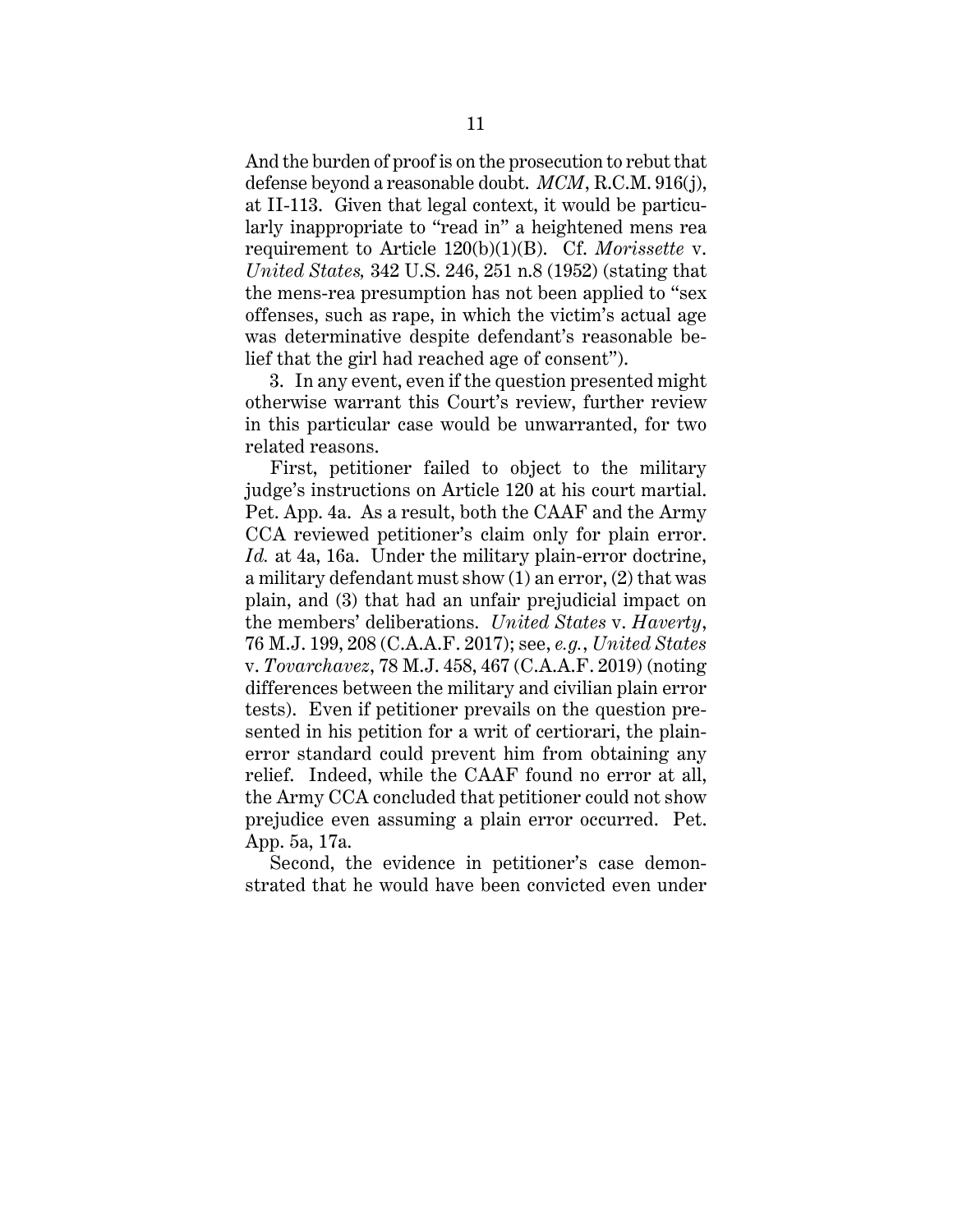And the burden of proof is on the prosecution to rebut that defense beyond a reasonable doubt. *MCM*, R.C.M. 916(j), at II-113. Given that legal context, it would be particularly inappropriate to "read in" a heightened mens rea requirement to Article 120(b)(1)(B). Cf. *Morissette* v. *United States,* 342 U.S. 246, 251 n.8 (1952) (stating that the mens-rea presumption has not been applied to "sex offenses, such as rape, in which the victim's actual age was determinative despite defendant's reasonable belief that the girl had reached age of consent").

3. In any event, even if the question presented might otherwise warrant this Court's review, further review in this particular case would be unwarranted, for two related reasons.

First, petitioner failed to object to the military judge's instructions on Article 120 at his court martial. Pet. App. 4a. As a result, both the CAAF and the Army CCA reviewed petitioner's claim only for plain error. *Id.* at 4a, 16a. Under the military plain-error doctrine, a military defendant must show (1) an error, (2) that was plain, and (3) that had an unfair prejudicial impact on the members' deliberations. *United States* v. *Haverty*, 76 M.J. 199, 208 (C.A.A.F. 2017); see, *e.g.*, *United States* v. *Tovarchavez*, 78 M.J. 458, 467 (C.A.A.F. 2019) (noting differences between the military and civilian plain error tests). Even if petitioner prevails on the question presented in his petition for a writ of certiorari, the plain-error standard could prevent him from obtaining any relief. Indeed, while the CAAF found no error at all, the Army CCA concluded that petitioner could not show prejudice even assuming a plain error occurred. Pet. App. 5a, 17a.

Second, the evidence in petitioner's case demonstrated that he would have been convicted even under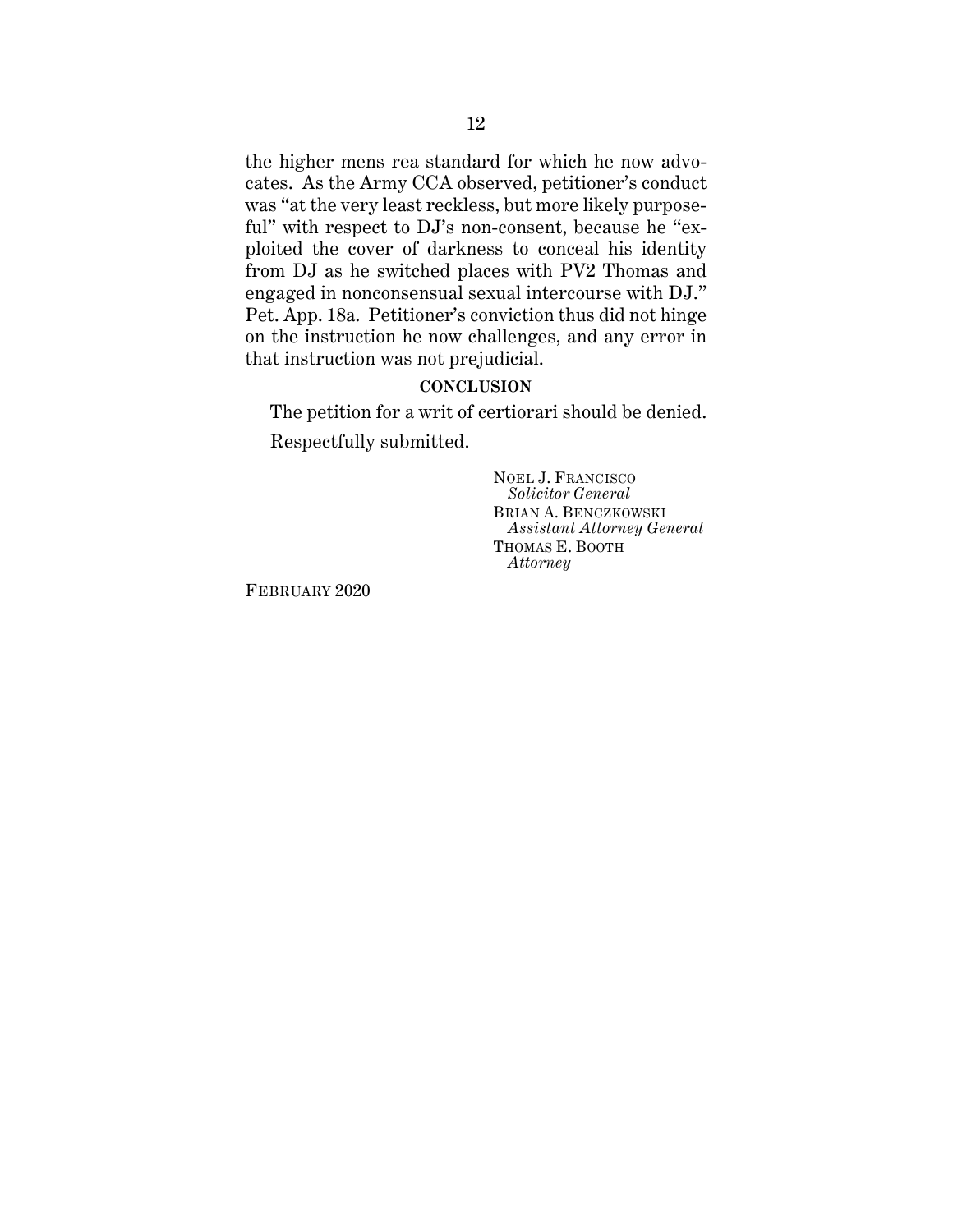the higher mens rea standard for which he now advocates. As the Army CCA observed, petitioner's conduct was "at the very least reckless, but more likely purposeful" with respect to DJ's non-consent, because he "exploited the cover of darkness to conceal his identity from DJ as he switched places with PV2 Thomas and engaged in nonconsensual sexual intercourse with DJ." Pet. App. 18a. Petitioner's conviction thus did not hinge on the instruction he now challenges, and any error in that instruction was not prejudicial.

## CONCLUSION

The petition for a writ of certiorari should be denied.

Respectfully submitted.

NOEL J. FRANCISCO
*Solicitor General*
BRIAN A. BENCZKOWSKI
*Assistant Attorney General*
THOMAS E. BOOTH
*Attorney*

FEBRUARY 2020